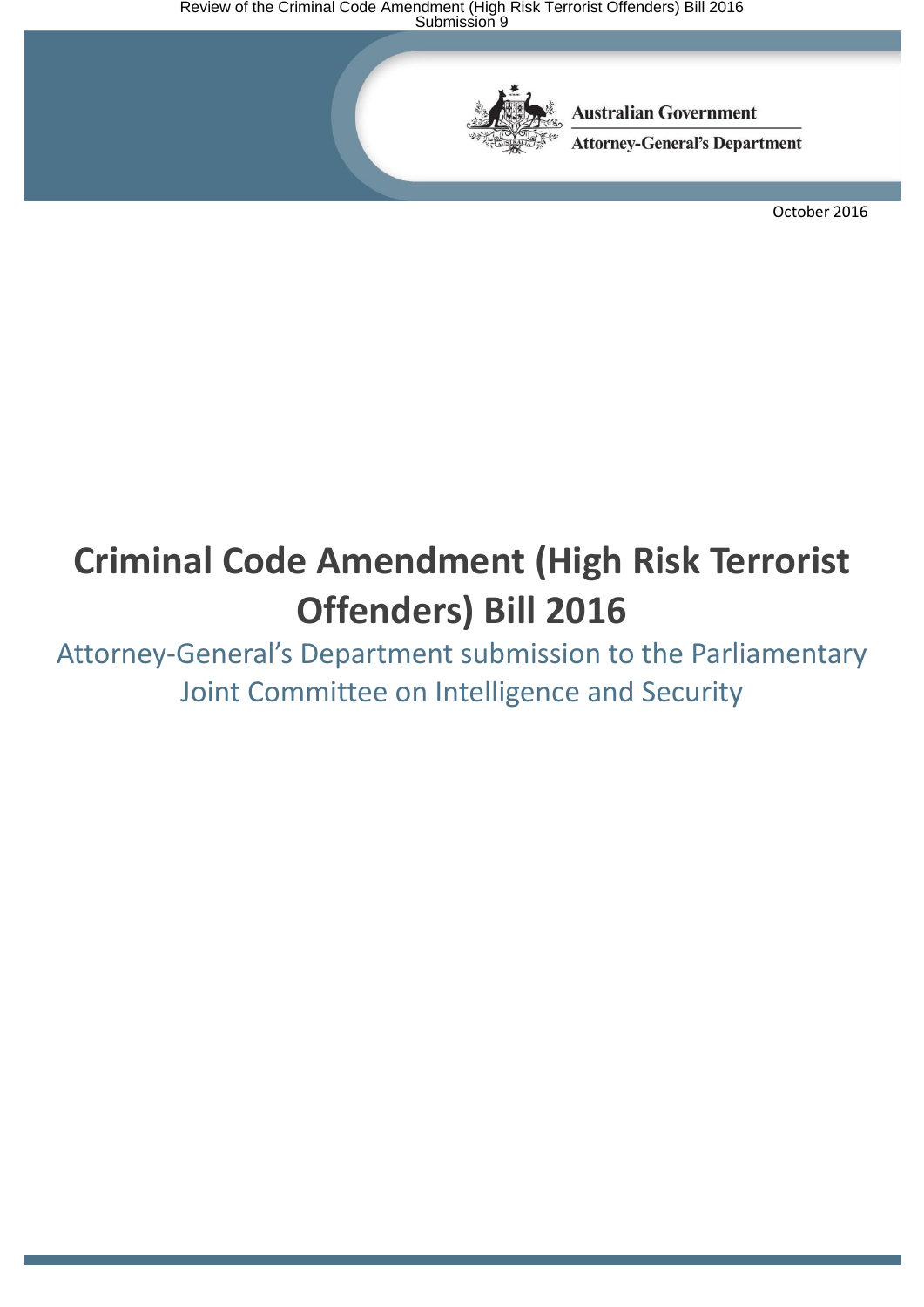Australian Government

Attorney-General's Department

October 2016

# Criminal Code Amendment (High Risk Terrorist Offenders) Bill 2016

## Attorney-General's Department submission to the Parliamentary Joint Committee on Intelligence and Security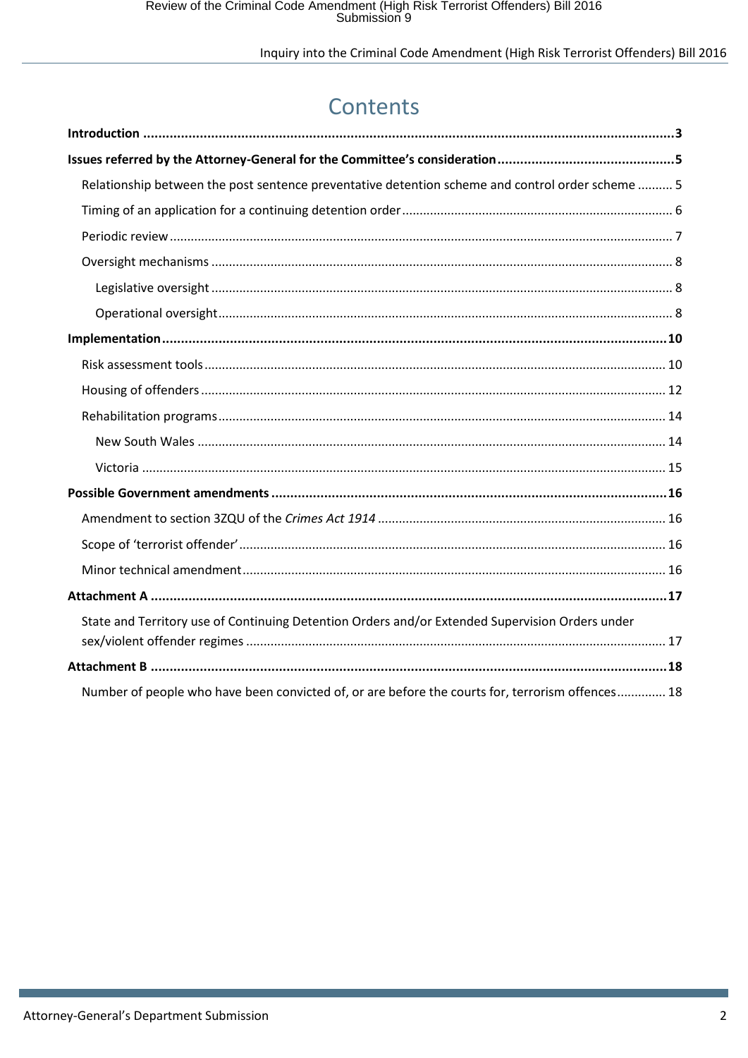# Contents

**Introduction** ..... **3**

**Issues referred by the Attorney-General for the Committee's consideration** ..... **5**

- Relationship between the post sentence preventative detention scheme and control order scheme ..... 5
- Timing of an application for a continuing detention order ..... 6
- Periodic review ..... 7
- Oversight mechanisms ..... 8
  - Legislative oversight ..... 8
  - Operational oversight ..... 8

**Implementation** ..... **10**

- Risk assessment tools ..... 10
- Housing of offenders ..... 12
- Rehabilitation programs ..... 14
  - New South Wales ..... 14
  - Victoria ..... 15

**Possible Government amendments** ..... **16**

- Amendment to section 3ZQU of the *Crimes Act 1914* ..... 16
- Scope of 'terrorist offender' ..... 16
- Minor technical amendment ..... 16

**Attachment A** ..... **17**

- State and Territory use of Continuing Detention Orders and/or Extended Supervision Orders under sex/violent offender regimes ..... 17

**Attachment B** ..... **18**

- Number of people who have been convicted of, or are before the courts for, terrorism offences ..... 18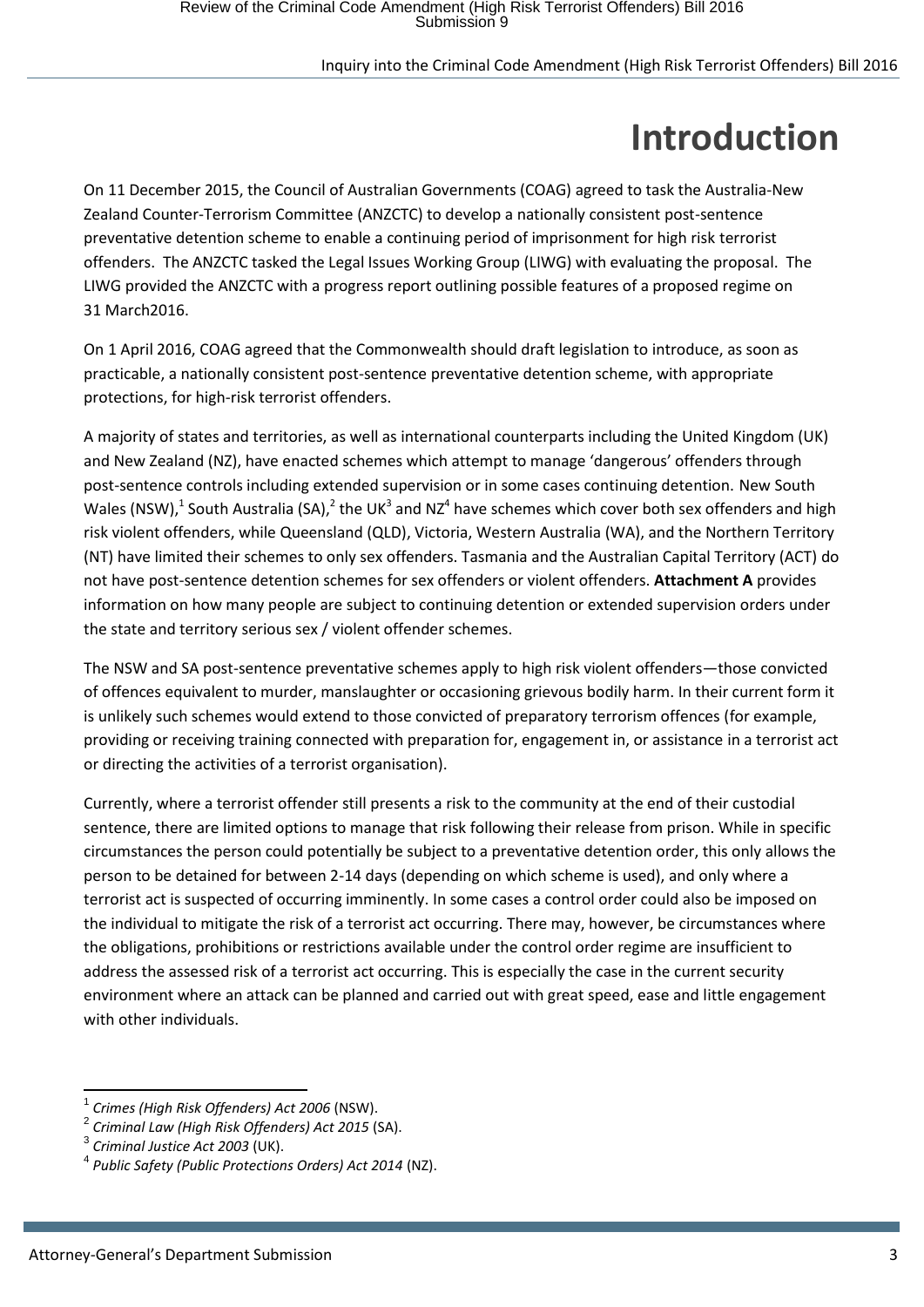# Introduction

On 11 December 2015, the Council of Australian Governments (COAG) agreed to task the Australia-New Zealand Counter-Terrorism Committee (ANZCTC) to develop a nationally consistent post-sentence preventative detention scheme to enable a continuing period of imprisonment for high risk terrorist offenders. The ANZCTC tasked the Legal Issues Working Group (LIWG) with evaluating the proposal. The LIWG provided the ANZCTC with a progress report outlining possible features of a proposed regime on 31 March2016.

On 1 April 2016, COAG agreed that the Commonwealth should draft legislation to introduce, as soon as practicable, a nationally consistent post-sentence preventative detention scheme, with appropriate protections, for high-risk terrorist offenders.

A majority of states and territories, as well as international counterparts including the United Kingdom (UK) and New Zealand (NZ), have enacted schemes which attempt to manage 'dangerous' offenders through post-sentence controls including extended supervision or in some cases continuing detention. New South Wales (NSW),[1] South Australia (SA),[2] the UK[3] and NZ[4] have schemes which cover both sex offenders and high risk violent offenders, while Queensland (QLD), Victoria, Western Australia (WA), and the Northern Territory (NT) have limited their schemes to only sex offenders. Tasmania and the Australian Capital Territory (ACT) do not have post-sentence detention schemes for sex offenders or violent offenders. **Attachment A** provides information on how many people are subject to continuing detention or extended supervision orders under the state and territory serious sex / violent offender schemes.

The NSW and SA post-sentence preventative schemes apply to high risk violent offenders—those convicted of offences equivalent to murder, manslaughter or occasioning grievous bodily harm. In their current form it is unlikely such schemes would extend to those convicted of preparatory terrorism offences (for example, providing or receiving training connected with preparation for, engagement in, or assistance in a terrorist act or directing the activities of a terrorist organisation).

Currently, where a terrorist offender still presents a risk to the community at the end of their custodial sentence, there are limited options to manage that risk following their release from prison. While in specific circumstances the person could potentially be subject to a preventative detention order, this only allows the person to be detained for between 2-14 days (depending on which scheme is used), and only where a terrorist act is suspected of occurring imminently. In some cases a control order could also be imposed on the individual to mitigate the risk of a terrorist act occurring. There may, however, be circumstances where the obligations, prohibitions or restrictions available under the control order regime are insufficient to address the assessed risk of a terrorist act occurring. This is especially the case in the current security environment where an attack can be planned and carried out with great speed, ease and little engagement with other individuals.

---

[1] *Crimes (High Risk Offenders) Act 2006* (NSW).

[2] *Criminal Law (High Risk Offenders) Act 2015* (SA).

[3] *Criminal Justice Act 2003* (UK).

[4] *Public Safety (Public Protections Orders) Act 2014* (NZ).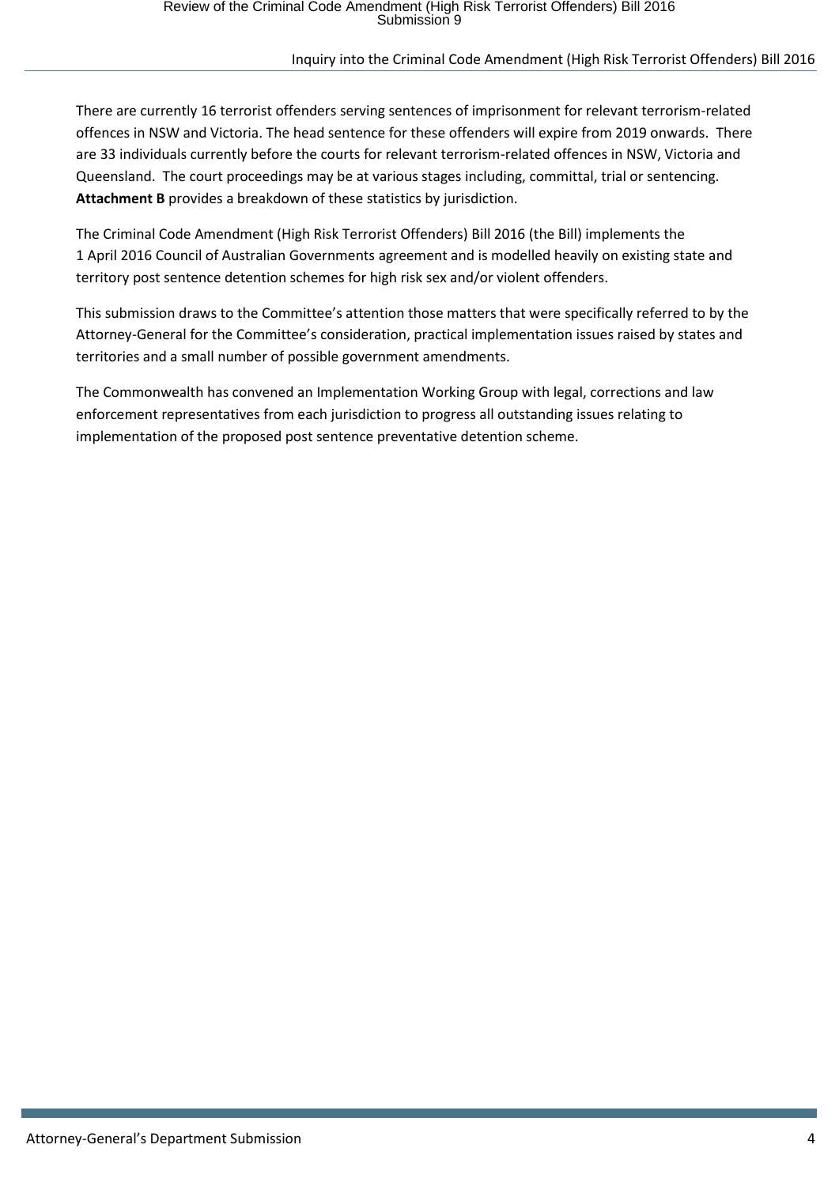There are currently 16 terrorist offenders serving sentences of imprisonment for relevant terrorism-related offences in NSW and Victoria. The head sentence for these offenders will expire from 2019 onwards. There are 33 individuals currently before the courts for relevant terrorism-related offences in NSW, Victoria and Queensland. The court proceedings may be at various stages including, committal, trial or sentencing. **Attachment B** provides a breakdown of these statistics by jurisdiction.

The Criminal Code Amendment (High Risk Terrorist Offenders) Bill 2016 (the Bill) implements the 1 April 2016 Council of Australian Governments agreement and is modelled heavily on existing state and territory post sentence detention schemes for high risk sex and/or violent offenders.

This submission draws to the Committee's attention those matters that were specifically referred to by the Attorney-General for the Committee's consideration, practical implementation issues raised by states and territories and a small number of possible government amendments.

The Commonwealth has convened an Implementation Working Group with legal, corrections and law enforcement representatives from each jurisdiction to progress all outstanding issues relating to implementation of the proposed post sentence preventative detention scheme.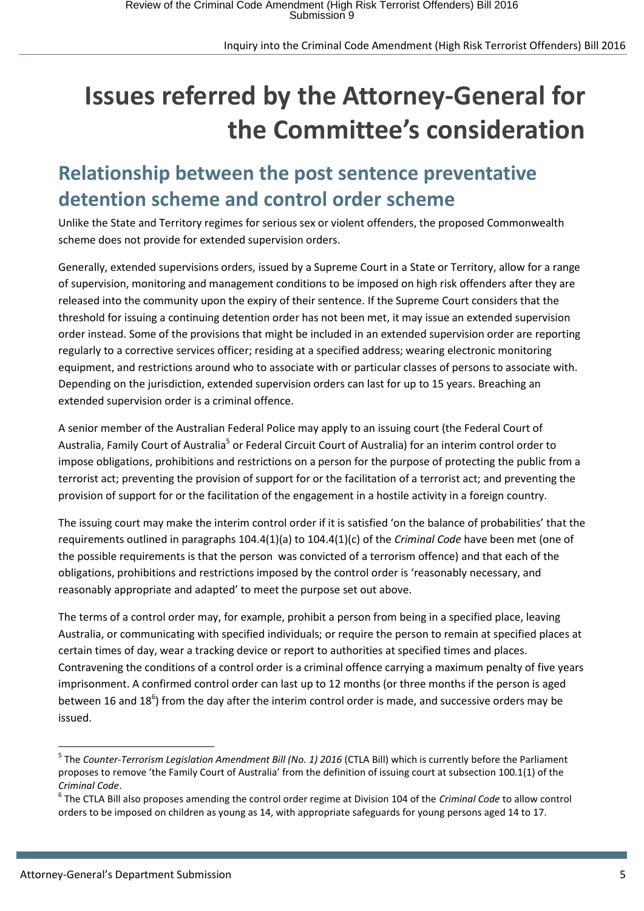# Issues referred by the Attorney-General for the Committee's consideration

## Relationship between the post sentence preventative detention scheme and control order scheme

Unlike the State and Territory regimes for serious sex or violent offenders, the proposed Commonwealth scheme does not provide for extended supervision orders.

Generally, extended supervisions orders, issued by a Supreme Court in a State or Territory, allow for a range of supervision, monitoring and management conditions to be imposed on high risk offenders after they are released into the community upon the expiry of their sentence. If the Supreme Court considers that the threshold for issuing a continuing detention order has not been met, it may issue an extended supervision order instead. Some of the provisions that might be included in an extended supervision order are reporting regularly to a corrective services officer; residing at a specified address; wearing electronic monitoring equipment, and restrictions around who to associate with or particular classes of persons to associate with. Depending on the jurisdiction, extended supervision orders can last for up to 15 years. Breaching an extended supervision order is a criminal offence.

A senior member of the Australian Federal Police may apply to an issuing court (the Federal Court of Australia, Family Court of Australia[5] or Federal Circuit Court of Australia) for an interim control order to impose obligations, prohibitions and restrictions on a person for the purpose of protecting the public from a terrorist act; preventing the provision of support for or the facilitation of a terrorist act; and preventing the provision of support for or the facilitation of the engagement in a hostile activity in a foreign country.

The issuing court may make the interim control order if it is satisfied 'on the balance of probabilities' that the requirements outlined in paragraphs 104.4(1)(a) to 104.4(1)(c) of the *Criminal Code* have been met (one of the possible requirements is that the person was convicted of a terrorism offence) and that each of the obligations, prohibitions and restrictions imposed by the control order is 'reasonably necessary, and reasonably appropriate and adapted' to meet the purpose set out above.

The terms of a control order may, for example, prohibit a person from being in a specified place, leaving Australia, or communicating with specified individuals; or require the person to remain at specified places at certain times of day, wear a tracking device or report to authorities at specified times and places. Contravening the conditions of a control order is a criminal offence carrying a maximum penalty of five years imprisonment. A confirmed control order can last up to 12 months (or three months if the person is aged between 16 and 18[6]) from the day after the interim control order is made, and successive orders may be issued.

---

[5] The *Counter-Terrorism Legislation Amendment Bill (No. 1) 2016* (CTLA Bill) which is currently before the Parliament proposes to remove 'the Family Court of Australia' from the definition of issuing court at subsection 100.1(1) of the *Criminal Code*.

[6] The CTLA Bill also proposes amending the control order regime at Division 104 of the *Criminal Code* to allow control orders to be imposed on children as young as 14, with appropriate safeguards for young persons aged 14 to 17.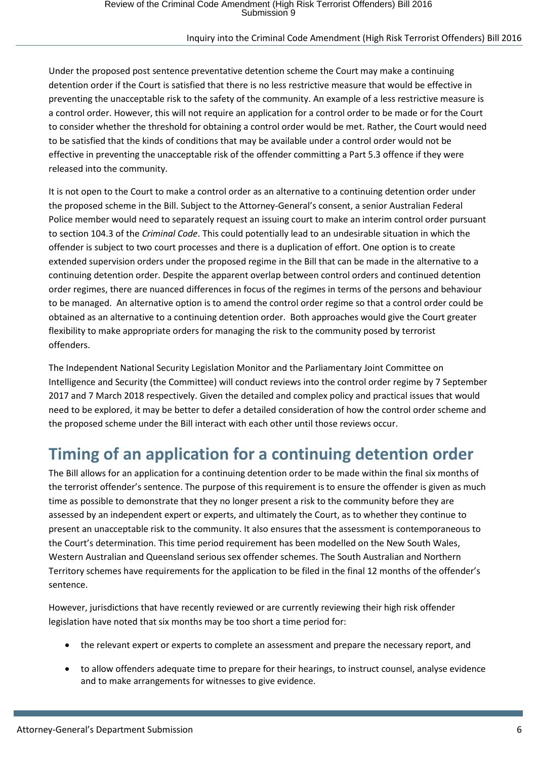Under the proposed post sentence preventative detention scheme the Court may make a continuing detention order if the Court is satisfied that there is no less restrictive measure that would be effective in preventing the unacceptable risk to the safety of the community. An example of a less restrictive measure is a control order. However, this will not require an application for a control order to be made or for the Court to consider whether the threshold for obtaining a control order would be met. Rather, the Court would need to be satisfied that the kinds of conditions that may be available under a control order would not be effective in preventing the unacceptable risk of the offender committing a Part 5.3 offence if they were released into the community.

It is not open to the Court to make a control order as an alternative to a continuing detention order under the proposed scheme in the Bill. Subject to the Attorney-General's consent, a senior Australian Federal Police member would need to separately request an issuing court to make an interim control order pursuant to section 104.3 of the *Criminal Code*. This could potentially lead to an undesirable situation in which the offender is subject to two court processes and there is a duplication of effort. One option is to create extended supervision orders under the proposed regime in the Bill that can be made in the alternative to a continuing detention order. Despite the apparent overlap between control orders and continued detention order regimes, there are nuanced differences in focus of the regimes in terms of the persons and behaviour to be managed. An alternative option is to amend the control order regime so that a control order could be obtained as an alternative to a continuing detention order. Both approaches would give the Court greater flexibility to make appropriate orders for managing the risk to the community posed by terrorist offenders.

The Independent National Security Legislation Monitor and the Parliamentary Joint Committee on Intelligence and Security (the Committee) will conduct reviews into the control order regime by 7 September 2017 and 7 March 2018 respectively. Given the detailed and complex policy and practical issues that would need to be explored, it may be better to defer a detailed consideration of how the control order scheme and the proposed scheme under the Bill interact with each other until those reviews occur.

# Timing of an application for a continuing detention order

The Bill allows for an application for a continuing detention order to be made within the final six months of the terrorist offender's sentence. The purpose of this requirement is to ensure the offender is given as much time as possible to demonstrate that they no longer present a risk to the community before they are assessed by an independent expert or experts, and ultimately the Court, as to whether they continue to present an unacceptable risk to the community. It also ensures that the assessment is contemporaneous to the Court's determination. This time period requirement has been modelled on the New South Wales, Western Australian and Queensland serious sex offender schemes. The South Australian and Northern Territory schemes have requirements for the application to be filed in the final 12 months of the offender's sentence.

However, jurisdictions that have recently reviewed or are currently reviewing their high risk offender legislation have noted that six months may be too short a time period for:

- the relevant expert or experts to complete an assessment and prepare the necessary report, and
- to allow offenders adequate time to prepare for their hearings, to instruct counsel, analyse evidence and to make arrangements for witnesses to give evidence.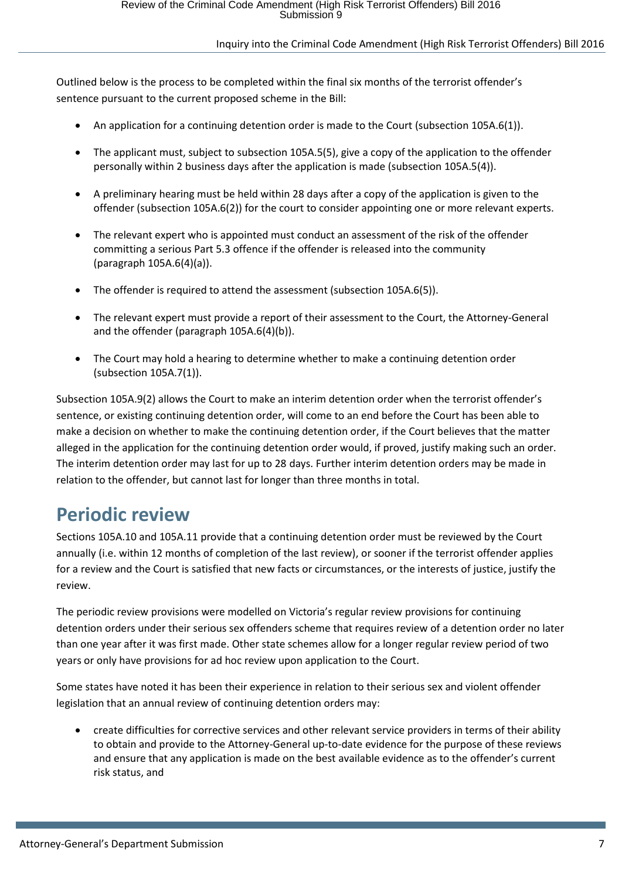Outlined below is the process to be completed within the final six months of the terrorist offender's sentence pursuant to the current proposed scheme in the Bill:

- An application for a continuing detention order is made to the Court (subsection 105A.6(1)).
- The applicant must, subject to subsection 105A.5(5), give a copy of the application to the offender personally within 2 business days after the application is made (subsection 105A.5(4)).
- A preliminary hearing must be held within 28 days after a copy of the application is given to the offender (subsection 105A.6(2)) for the court to consider appointing one or more relevant experts.
- The relevant expert who is appointed must conduct an assessment of the risk of the offender committing a serious Part 5.3 offence if the offender is released into the community (paragraph 105A.6(4)(a)).
- The offender is required to attend the assessment (subsection 105A.6(5)).
- The relevant expert must provide a report of their assessment to the Court, the Attorney-General and the offender (paragraph 105A.6(4)(b)).
- The Court may hold a hearing to determine whether to make a continuing detention order (subsection 105A.7(1)).

Subsection 105A.9(2) allows the Court to make an interim detention order when the terrorist offender's sentence, or existing continuing detention order, will come to an end before the Court has been able to make a decision on whether to make the continuing detention order, if the Court believes that the matter alleged in the application for the continuing detention order would, if proved, justify making such an order. The interim detention order may last for up to 28 days. Further interim detention orders may be made in relation to the offender, but cannot last for longer than three months in total.

## Periodic review

Sections 105A.10 and 105A.11 provide that a continuing detention order must be reviewed by the Court annually (i.e. within 12 months of completion of the last review), or sooner if the terrorist offender applies for a review and the Court is satisfied that new facts or circumstances, or the interests of justice, justify the review.

The periodic review provisions were modelled on Victoria's regular review provisions for continuing detention orders under their serious sex offenders scheme that requires review of a detention order no later than one year after it was first made. Other state schemes allow for a longer regular review period of two years or only have provisions for ad hoc review upon application to the Court.

Some states have noted it has been their experience in relation to their serious sex and violent offender legislation that an annual review of continuing detention orders may:

- create difficulties for corrective services and other relevant service providers in terms of their ability to obtain and provide to the Attorney-General up-to-date evidence for the purpose of these reviews and ensure that any application is made on the best available evidence as to the offender's current risk status, and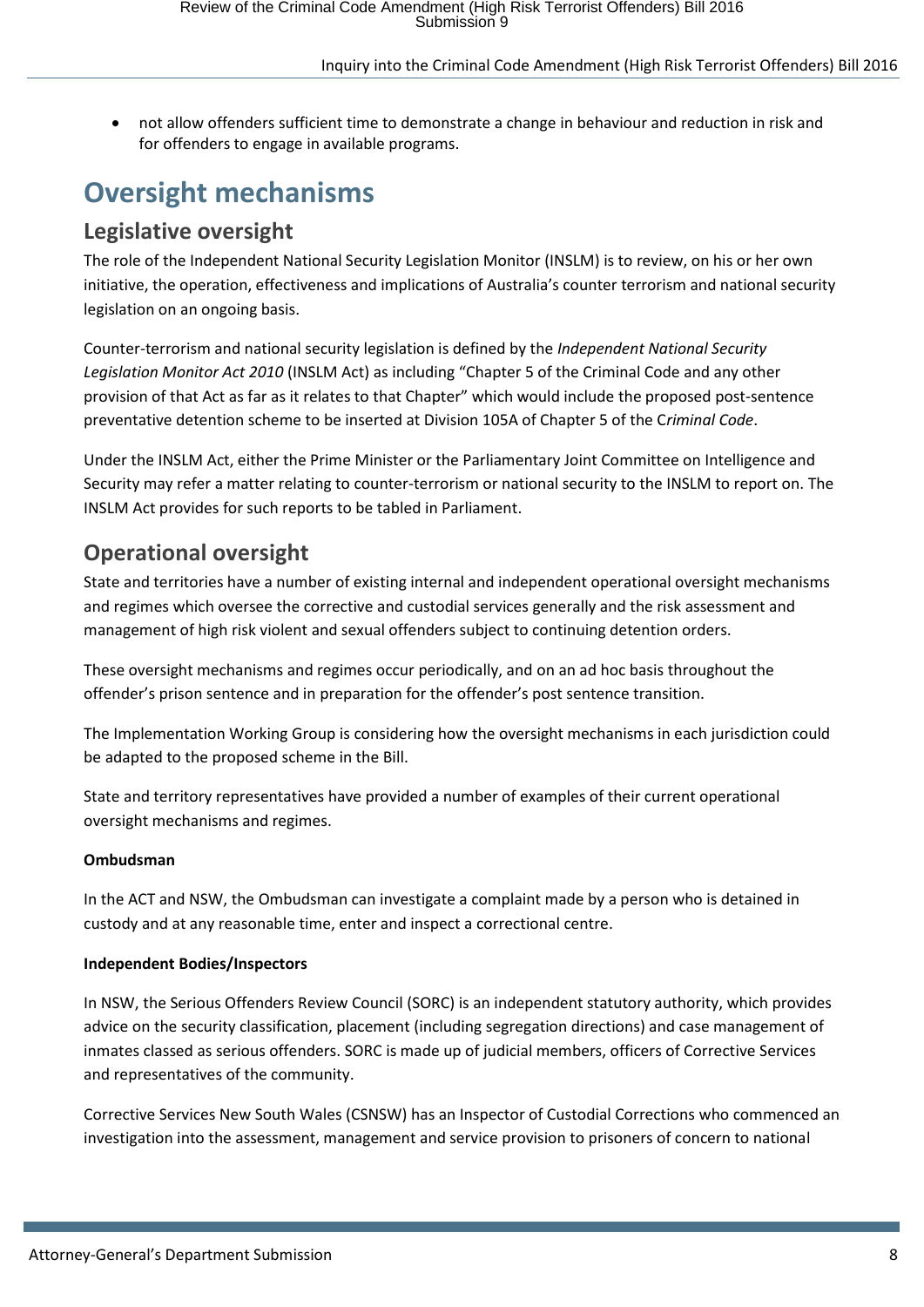- not allow offenders sufficient time to demonstrate a change in behaviour and reduction in risk and for offenders to engage in available programs.

# Oversight mechanisms

## Legislative oversight

The role of the Independent National Security Legislation Monitor (INSLM) is to review, on his or her own initiative, the operation, effectiveness and implications of Australia's counter terrorism and national security legislation on an ongoing basis.

Counter-terrorism and national security legislation is defined by the *Independent National Security Legislation Monitor Act 2010* (INSLM Act) as including "Chapter 5 of the Criminal Code and any other provision of that Act as far as it relates to that Chapter" which would include the proposed post-sentence preventative detention scheme to be inserted at Division 105A of Chapter 5 of the C*riminal Code*.

Under the INSLM Act, either the Prime Minister or the Parliamentary Joint Committee on Intelligence and Security may refer a matter relating to counter-terrorism or national security to the INSLM to report on. The INSLM Act provides for such reports to be tabled in Parliament.

## Operational oversight

State and territories have a number of existing internal and independent operational oversight mechanisms and regimes which oversee the corrective and custodial services generally and the risk assessment and management of high risk violent and sexual offenders subject to continuing detention orders.

These oversight mechanisms and regimes occur periodically, and on an ad hoc basis throughout the offender's prison sentence and in preparation for the offender's post sentence transition.

The Implementation Working Group is considering how the oversight mechanisms in each jurisdiction could be adapted to the proposed scheme in the Bill.

State and territory representatives have provided a number of examples of their current operational oversight mechanisms and regimes.

**Ombudsman**

In the ACT and NSW, the Ombudsman can investigate a complaint made by a person who is detained in custody and at any reasonable time, enter and inspect a correctional centre.

**Independent Bodies/Inspectors**

In NSW, the Serious Offenders Review Council (SORC) is an independent statutory authority, which provides advice on the security classification, placement (including segregation directions) and case management of inmates classed as serious offenders. SORC is made up of judicial members, officers of Corrective Services and representatives of the community.

Corrective Services New South Wales (CSNSW) has an Inspector of Custodial Corrections who commenced an investigation into the assessment, management and service provision to prisoners of concern to national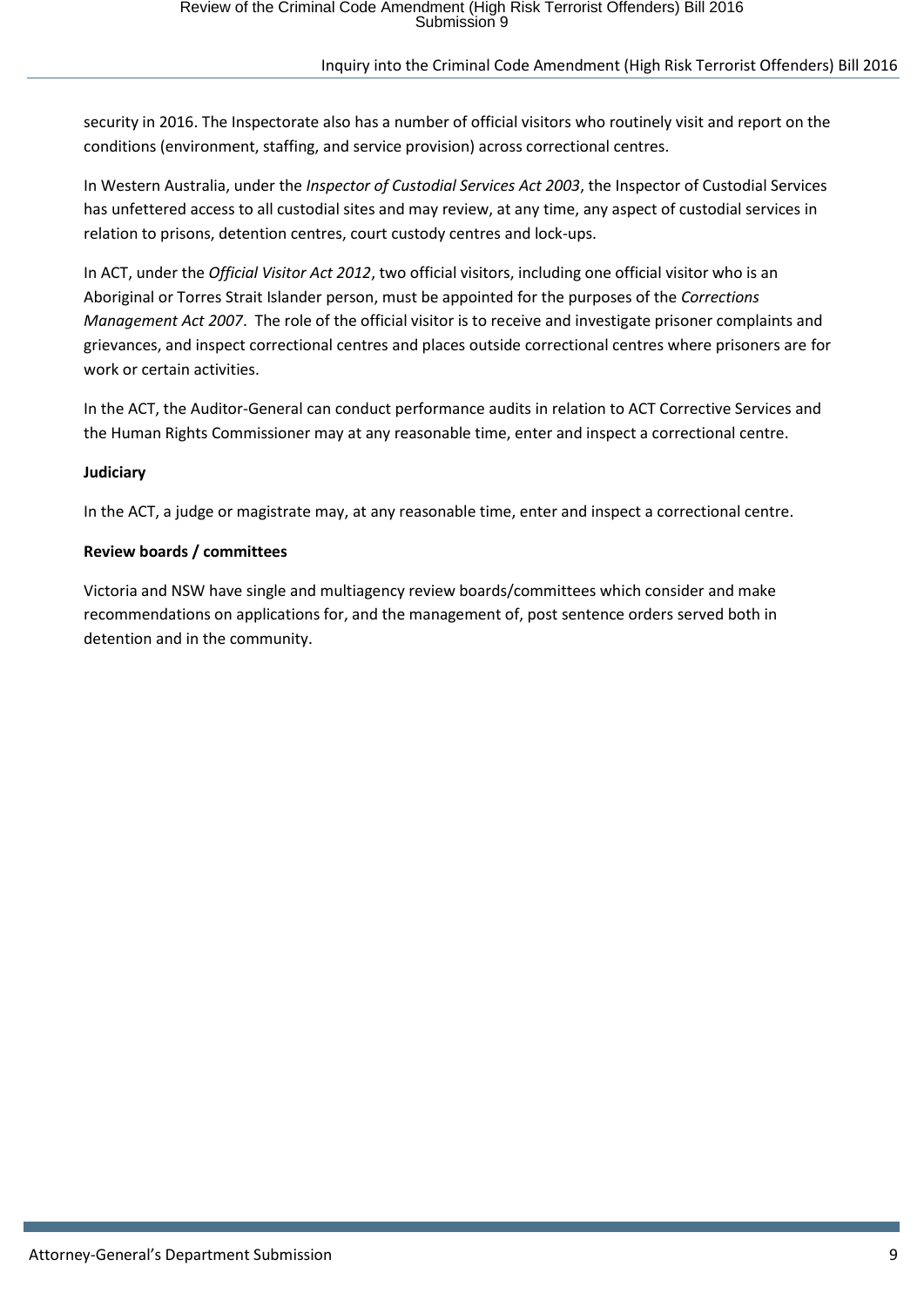security in 2016. The Inspectorate also has a number of official visitors who routinely visit and report on the conditions (environment, staffing, and service provision) across correctional centres.

In Western Australia, under the *Inspector of Custodial Services Act 2003*, the Inspector of Custodial Services has unfettered access to all custodial sites and may review, at any time, any aspect of custodial services in relation to prisons, detention centres, court custody centres and lock-ups.

In ACT, under the *Official Visitor Act 2012*, two official visitors, including one official visitor who is an Aboriginal or Torres Strait Islander person, must be appointed for the purposes of the *Corrections Management Act 2007*. The role of the official visitor is to receive and investigate prisoner complaints and grievances, and inspect correctional centres and places outside correctional centres where prisoners are for work or certain activities.

In the ACT, the Auditor-General can conduct performance audits in relation to ACT Corrective Services and the Human Rights Commissioner may at any reasonable time, enter and inspect a correctional centre.

**Judiciary**

In the ACT, a judge or magistrate may, at any reasonable time, enter and inspect a correctional centre.

**Review boards / committees**

Victoria and NSW have single and multiagency review boards/committees which consider and make recommendations on applications for, and the management of, post sentence orders served both in detention and in the community.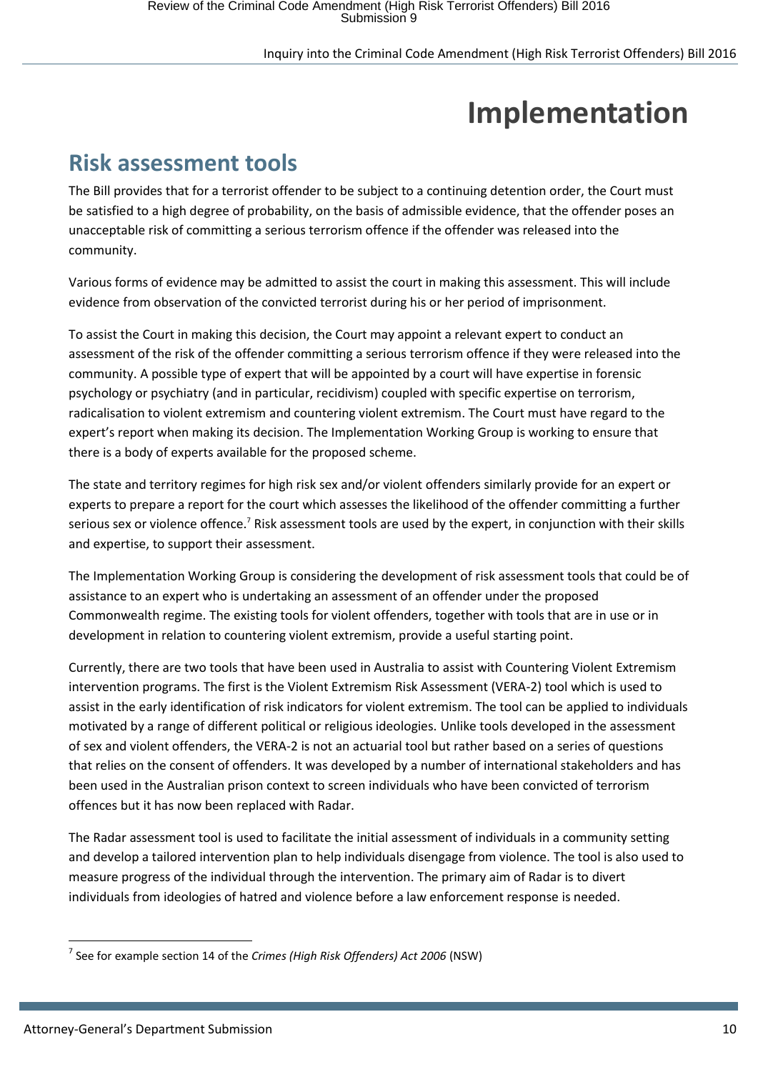# Implementation

## Risk assessment tools

The Bill provides that for a terrorist offender to be subject to a continuing detention order, the Court must be satisfied to a high degree of probability, on the basis of admissible evidence, that the offender poses an unacceptable risk of committing a serious terrorism offence if the offender was released into the community.

Various forms of evidence may be admitted to assist the court in making this assessment. This will include evidence from observation of the convicted terrorist during his or her period of imprisonment.

To assist the Court in making this decision, the Court may appoint a relevant expert to conduct an assessment of the risk of the offender committing a serious terrorism offence if they were released into the community. A possible type of expert that will be appointed by a court will have expertise in forensic psychology or psychiatry (and in particular, recidivism) coupled with specific expertise on terrorism, radicalisation to violent extremism and countering violent extremism. The Court must have regard to the expert's report when making its decision. The Implementation Working Group is working to ensure that there is a body of experts available for the proposed scheme.

The state and territory regimes for high risk sex and/or violent offenders similarly provide for an expert or experts to prepare a report for the court which assesses the likelihood of the offender committing a further serious sex or violence offence.[7] Risk assessment tools are used by the expert, in conjunction with their skills and expertise, to support their assessment.

The Implementation Working Group is considering the development of risk assessment tools that could be of assistance to an expert who is undertaking an assessment of an offender under the proposed Commonwealth regime. The existing tools for violent offenders, together with tools that are in use or in development in relation to countering violent extremism, provide a useful starting point.

Currently, there are two tools that have been used in Australia to assist with Countering Violent Extremism intervention programs. The first is the Violent Extremism Risk Assessment (VERA-2) tool which is used to assist in the early identification of risk indicators for violent extremism. The tool can be applied to individuals motivated by a range of different political or religious ideologies. Unlike tools developed in the assessment of sex and violent offenders, the VERA-2 is not an actuarial tool but rather based on a series of questions that relies on the consent of offenders. It was developed by a number of international stakeholders and has been used in the Australian prison context to screen individuals who have been convicted of terrorism offences but it has now been replaced with Radar.

The Radar assessment tool is used to facilitate the initial assessment of individuals in a community setting and develop a tailored intervention plan to help individuals disengage from violence. The tool is also used to measure progress of the individual through the intervention. The primary aim of Radar is to divert individuals from ideologies of hatred and violence before a law enforcement response is needed.

---

[7] See for example section 14 of the *Crimes (High Risk Offenders) Act 2006* (NSW)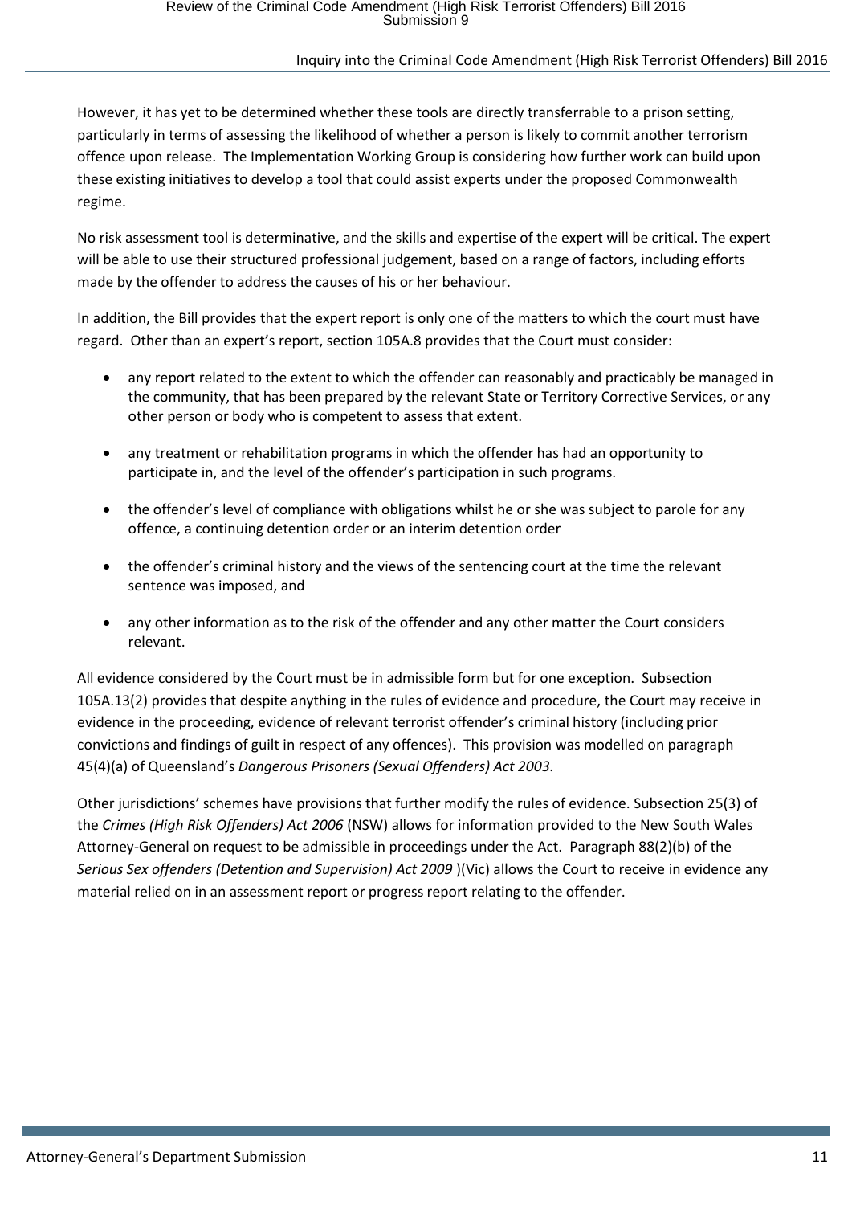However, it has yet to be determined whether these tools are directly transferrable to a prison setting, particularly in terms of assessing the likelihood of whether a person is likely to commit another terrorism offence upon release. The Implementation Working Group is considering how further work can build upon these existing initiatives to develop a tool that could assist experts under the proposed Commonwealth regime.

No risk assessment tool is determinative, and the skills and expertise of the expert will be critical. The expert will be able to use their structured professional judgement, based on a range of factors, including efforts made by the offender to address the causes of his or her behaviour.

In addition, the Bill provides that the expert report is only one of the matters to which the court must have regard. Other than an expert's report, section 105A.8 provides that the Court must consider:

- any report related to the extent to which the offender can reasonably and practicably be managed in the community, that has been prepared by the relevant State or Territory Corrective Services, or any other person or body who is competent to assess that extent.
- any treatment or rehabilitation programs in which the offender has had an opportunity to participate in, and the level of the offender's participation in such programs.
- the offender's level of compliance with obligations whilst he or she was subject to parole for any offence, a continuing detention order or an interim detention order
- the offender's criminal history and the views of the sentencing court at the time the relevant sentence was imposed, and
- any other information as to the risk of the offender and any other matter the Court considers relevant.

All evidence considered by the Court must be in admissible form but for one exception. Subsection 105A.13(2) provides that despite anything in the rules of evidence and procedure, the Court may receive in evidence in the proceeding, evidence of relevant terrorist offender's criminal history (including prior convictions and findings of guilt in respect of any offences). This provision was modelled on paragraph 45(4)(a) of Queensland's *Dangerous Prisoners (Sexual Offenders) Act 2003.*

Other jurisdictions' schemes have provisions that further modify the rules of evidence. Subsection 25(3) of the *Crimes (High Risk Offenders) Act 2006* (NSW) allows for information provided to the New South Wales Attorney-General on request to be admissible in proceedings under the Act. Paragraph 88(2)(b) of the *Serious Sex offenders (Detention and Supervision) Act 2009* )(Vic) allows the Court to receive in evidence any material relied on in an assessment report or progress report relating to the offender.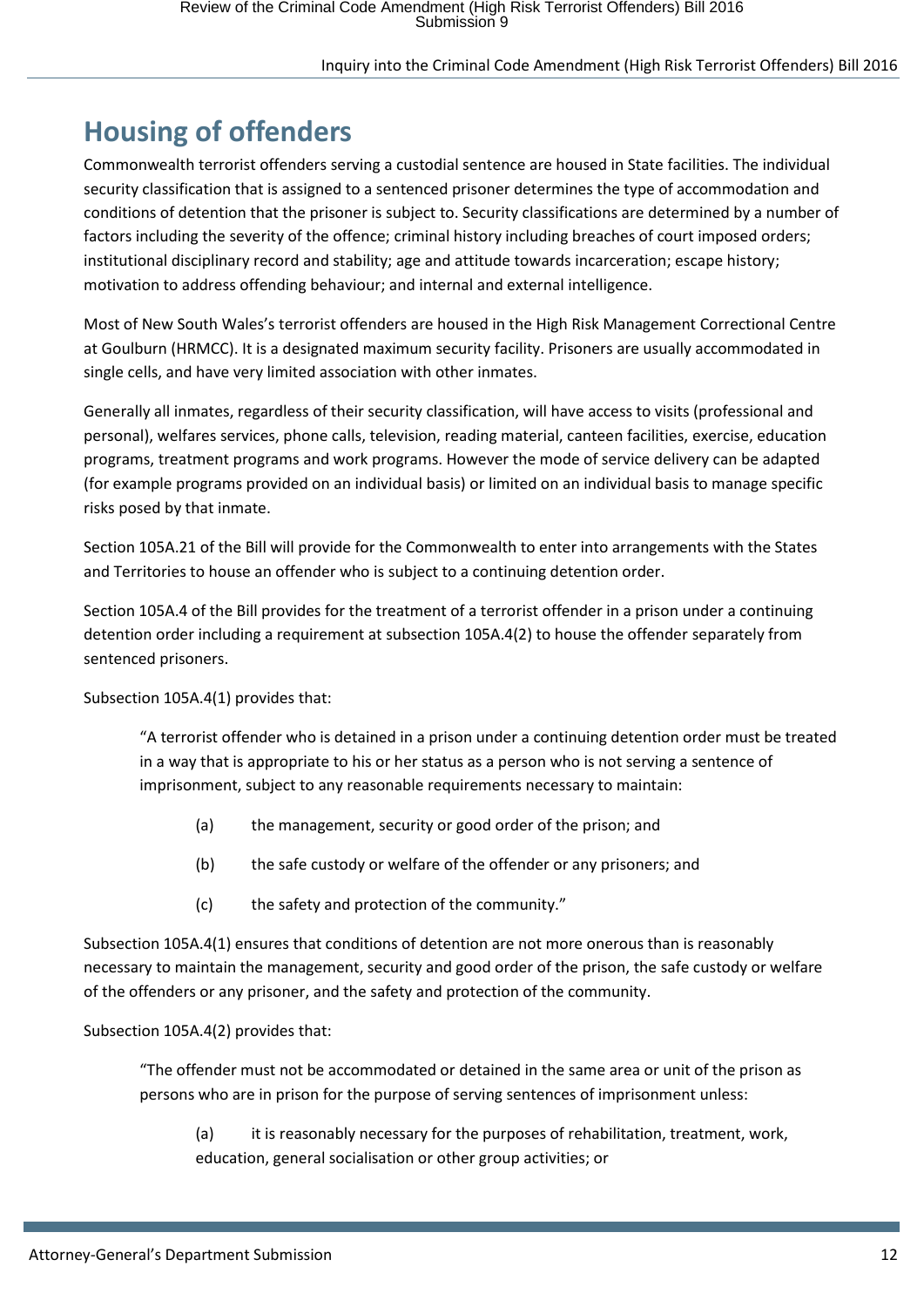# Housing of offenders

Commonwealth terrorist offenders serving a custodial sentence are housed in State facilities. The individual security classification that is assigned to a sentenced prisoner determines the type of accommodation and conditions of detention that the prisoner is subject to. Security classifications are determined by a number of factors including the severity of the offence; criminal history including breaches of court imposed orders; institutional disciplinary record and stability; age and attitude towards incarceration; escape history; motivation to address offending behaviour; and internal and external intelligence.

Most of New South Wales's terrorist offenders are housed in the High Risk Management Correctional Centre at Goulburn (HRMCC). It is a designated maximum security facility. Prisoners are usually accommodated in single cells, and have very limited association with other inmates.

Generally all inmates, regardless of their security classification, will have access to visits (professional and personal), welfares services, phone calls, television, reading material, canteen facilities, exercise, education programs, treatment programs and work programs. However the mode of service delivery can be adapted (for example programs provided on an individual basis) or limited on an individual basis to manage specific risks posed by that inmate.

Section 105A.21 of the Bill will provide for the Commonwealth to enter into arrangements with the States and Territories to house an offender who is subject to a continuing detention order.

Section 105A.4 of the Bill provides for the treatment of a terrorist offender in a prison under a continuing detention order including a requirement at subsection 105A.4(2) to house the offender separately from sentenced prisoners.

Subsection 105A.4(1) provides that:

> "A terrorist offender who is detained in a prison under a continuing detention order must be treated in a way that is appropriate to his or her status as a person who is not serving a sentence of imprisonment, subject to any reasonable requirements necessary to maintain:
>
> (a) the management, security or good order of the prison; and
>
> (b) the safe custody or welfare of the offender or any prisoners; and
>
> (c) the safety and protection of the community."

Subsection 105A.4(1) ensures that conditions of detention are not more onerous than is reasonably necessary to maintain the management, security and good order of the prison, the safe custody or welfare of the offenders or any prisoner, and the safety and protection of the community.

Subsection 105A.4(2) provides that:

> "The offender must not be accommodated or detained in the same area or unit of the prison as persons who are in prison for the purpose of serving sentences of imprisonment unless:
>
> (a) it is reasonably necessary for the purposes of rehabilitation, treatment, work, education, general socialisation or other group activities; or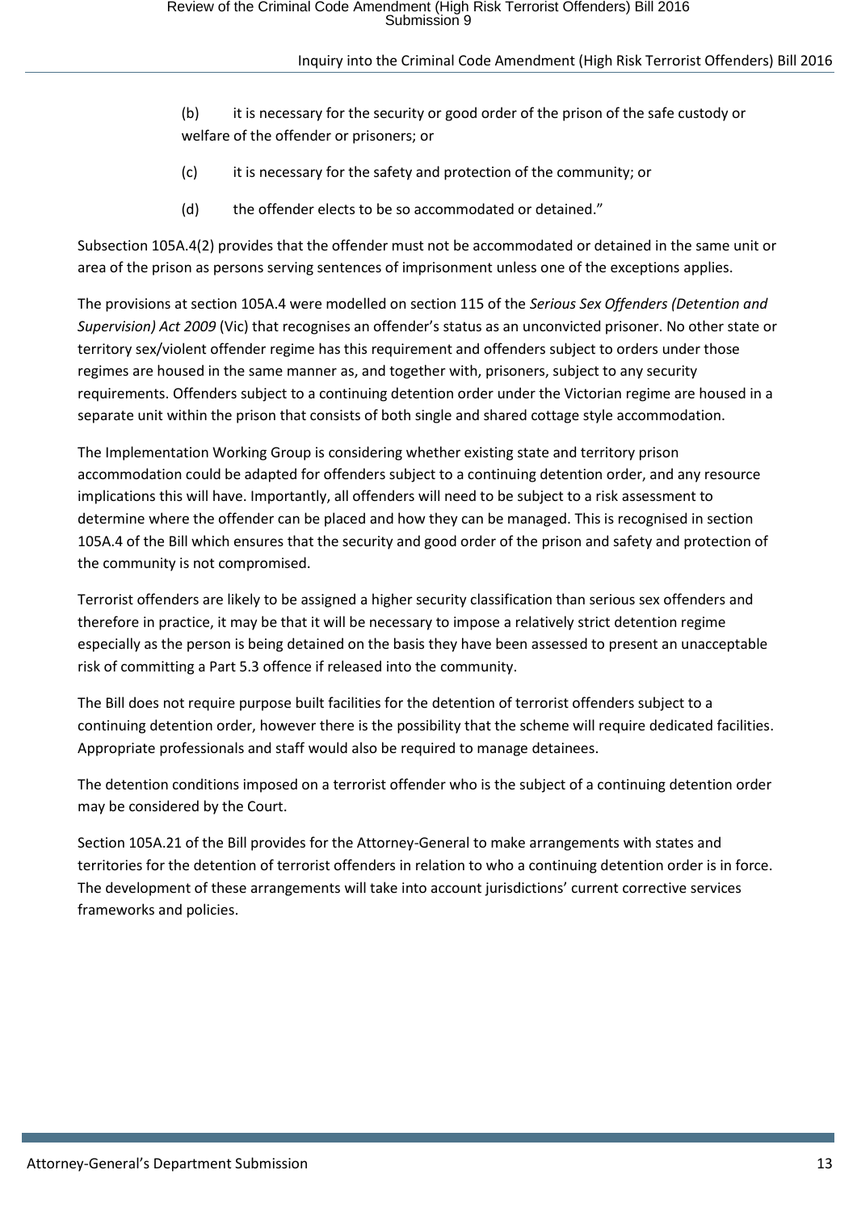(b) it is necessary for the security or good order of the prison of the safe custody or welfare of the offender or prisoners; or

(c) it is necessary for the safety and protection of the community; or

(d) the offender elects to be so accommodated or detained."

Subsection 105A.4(2) provides that the offender must not be accommodated or detained in the same unit or area of the prison as persons serving sentences of imprisonment unless one of the exceptions applies.

The provisions at section 105A.4 were modelled on section 115 of the *Serious Sex Offenders (Detention and Supervision) Act 2009* (Vic) that recognises an offender's status as an unconvicted prisoner. No other state or territory sex/violent offender regime has this requirement and offenders subject to orders under those regimes are housed in the same manner as, and together with, prisoners, subject to any security requirements. Offenders subject to a continuing detention order under the Victorian regime are housed in a separate unit within the prison that consists of both single and shared cottage style accommodation.

The Implementation Working Group is considering whether existing state and territory prison accommodation could be adapted for offenders subject to a continuing detention order, and any resource implications this will have. Importantly, all offenders will need to be subject to a risk assessment to determine where the offender can be placed and how they can be managed. This is recognised in section 105A.4 of the Bill which ensures that the security and good order of the prison and safety and protection of the community is not compromised.

Terrorist offenders are likely to be assigned a higher security classification than serious sex offenders and therefore in practice, it may be that it will be necessary to impose a relatively strict detention regime especially as the person is being detained on the basis they have been assessed to present an unacceptable risk of committing a Part 5.3 offence if released into the community.

The Bill does not require purpose built facilities for the detention of terrorist offenders subject to a continuing detention order, however there is the possibility that the scheme will require dedicated facilities. Appropriate professionals and staff would also be required to manage detainees.

The detention conditions imposed on a terrorist offender who is the subject of a continuing detention order may be considered by the Court.

Section 105A.21 of the Bill provides for the Attorney-General to make arrangements with states and territories for the detention of terrorist offenders in relation to who a continuing detention order is in force. The development of these arrangements will take into account jurisdictions' current corrective services frameworks and policies.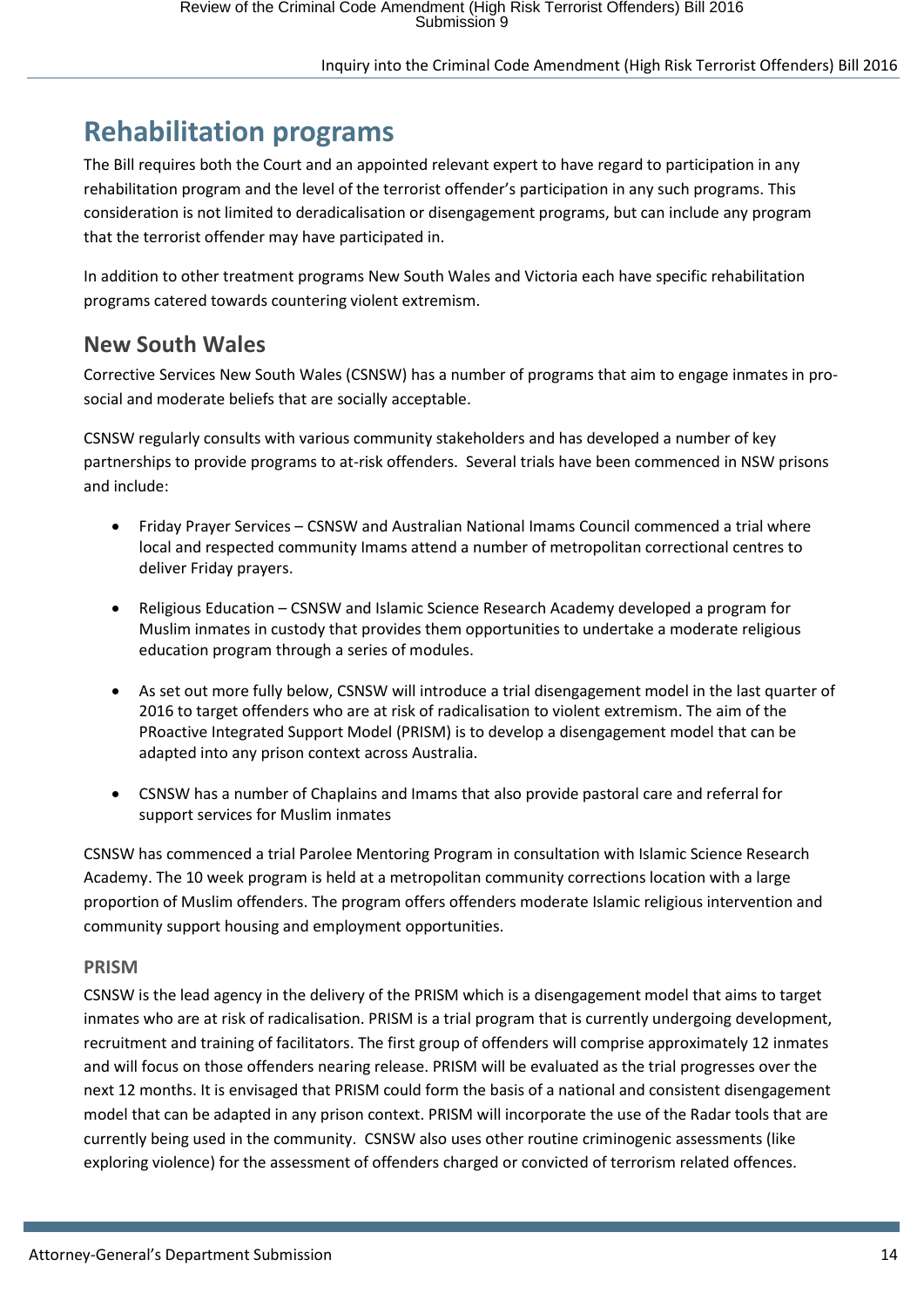# Rehabilitation programs

The Bill requires both the Court and an appointed relevant expert to have regard to participation in any rehabilitation program and the level of the terrorist offender's participation in any such programs. This consideration is not limited to deradicalisation or disengagement programs, but can include any program that the terrorist offender may have participated in.

In addition to other treatment programs New South Wales and Victoria each have specific rehabilitation programs catered towards countering violent extremism.

## New South Wales

Corrective Services New South Wales (CSNSW) has a number of programs that aim to engage inmates in pro-social and moderate beliefs that are socially acceptable.

CSNSW regularly consults with various community stakeholders and has developed a number of key partnerships to provide programs to at-risk offenders. Several trials have been commenced in NSW prisons and include:

- Friday Prayer Services – CSNSW and Australian National Imams Council commenced a trial where local and respected community Imams attend a number of metropolitan correctional centres to deliver Friday prayers.
- Religious Education – CSNSW and Islamic Science Research Academy developed a program for Muslim inmates in custody that provides them opportunities to undertake a moderate religious education program through a series of modules.
- As set out more fully below, CSNSW will introduce a trial disengagement model in the last quarter of 2016 to target offenders who are at risk of radicalisation to violent extremism. The aim of the PRoactive Integrated Support Model (PRISM) is to develop a disengagement model that can be adapted into any prison context across Australia.
- CSNSW has a number of Chaplains and Imams that also provide pastoral care and referral for support services for Muslim inmates

CSNSW has commenced a trial Parolee Mentoring Program in consultation with Islamic Science Research Academy. The 10 week program is held at a metropolitan community corrections location with a large proportion of Muslim offenders. The program offers offenders moderate Islamic religious intervention and community support housing and employment opportunities.

### PRISM

CSNSW is the lead agency in the delivery of the PRISM which is a disengagement model that aims to target inmates who are at risk of radicalisation. PRISM is a trial program that is currently undergoing development, recruitment and training of facilitators. The first group of offenders will comprise approximately 12 inmates and will focus on those offenders nearing release. PRISM will be evaluated as the trial progresses over the next 12 months. It is envisaged that PRISM could form the basis of a national and consistent disengagement model that can be adapted in any prison context. PRISM will incorporate the use of the Radar tools that are currently being used in the community. CSNSW also uses other routine criminogenic assessments (like exploring violence) for the assessment of offenders charged or convicted of terrorism related offences.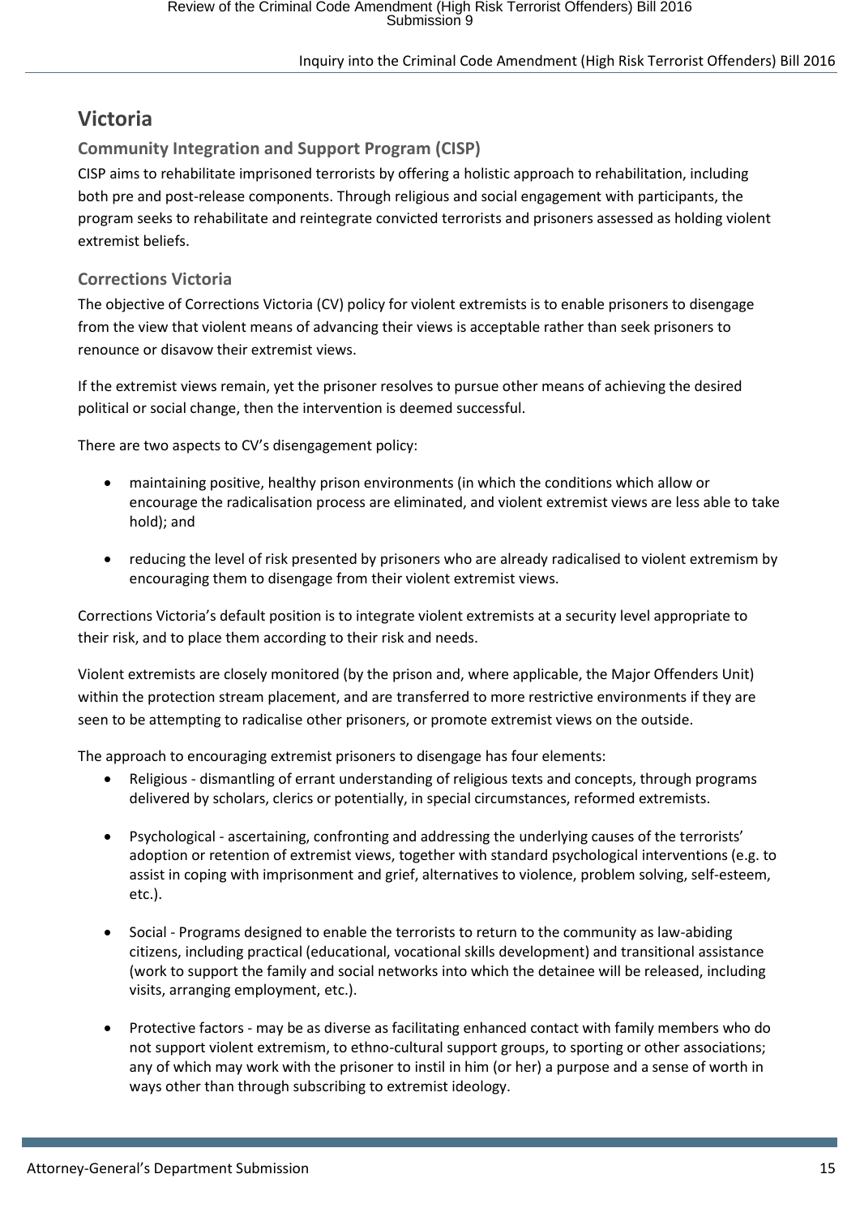# Victoria

## Community Integration and Support Program (CISP)

CISP aims to rehabilitate imprisoned terrorists by offering a holistic approach to rehabilitation, including both pre and post-release components. Through religious and social engagement with participants, the program seeks to rehabilitate and reintegrate convicted terrorists and prisoners assessed as holding violent extremist beliefs.

## Corrections Victoria

The objective of Corrections Victoria (CV) policy for violent extremists is to enable prisoners to disengage from the view that violent means of advancing their views is acceptable rather than seek prisoners to renounce or disavow their extremist views.

If the extremist views remain, yet the prisoner resolves to pursue other means of achieving the desired political or social change, then the intervention is deemed successful.

There are two aspects to CV's disengagement policy:

- maintaining positive, healthy prison environments (in which the conditions which allow or encourage the radicalisation process are eliminated, and violent extremist views are less able to take hold); and
- reducing the level of risk presented by prisoners who are already radicalised to violent extremism by encouraging them to disengage from their violent extremist views.

Corrections Victoria's default position is to integrate violent extremists at a security level appropriate to their risk, and to place them according to their risk and needs.

Violent extremists are closely monitored (by the prison and, where applicable, the Major Offenders Unit) within the protection stream placement, and are transferred to more restrictive environments if they are seen to be attempting to radicalise other prisoners, or promote extremist views on the outside.

The approach to encouraging extremist prisoners to disengage has four elements:

- Religious - dismantling of errant understanding of religious texts and concepts, through programs delivered by scholars, clerics or potentially, in special circumstances, reformed extremists.
- Psychological - ascertaining, confronting and addressing the underlying causes of the terrorists' adoption or retention of extremist views, together with standard psychological interventions (e.g. to assist in coping with imprisonment and grief, alternatives to violence, problem solving, self-esteem, etc.).
- Social - Programs designed to enable the terrorists to return to the community as law-abiding citizens, including practical (educational, vocational skills development) and transitional assistance (work to support the family and social networks into which the detainee will be released, including visits, arranging employment, etc.).
- Protective factors - may be as diverse as facilitating enhanced contact with family members who do not support violent extremism, to ethno-cultural support groups, to sporting or other associations; any of which may work with the prisoner to instil in him (or her) a purpose and a sense of worth in ways other than through subscribing to extremist ideology.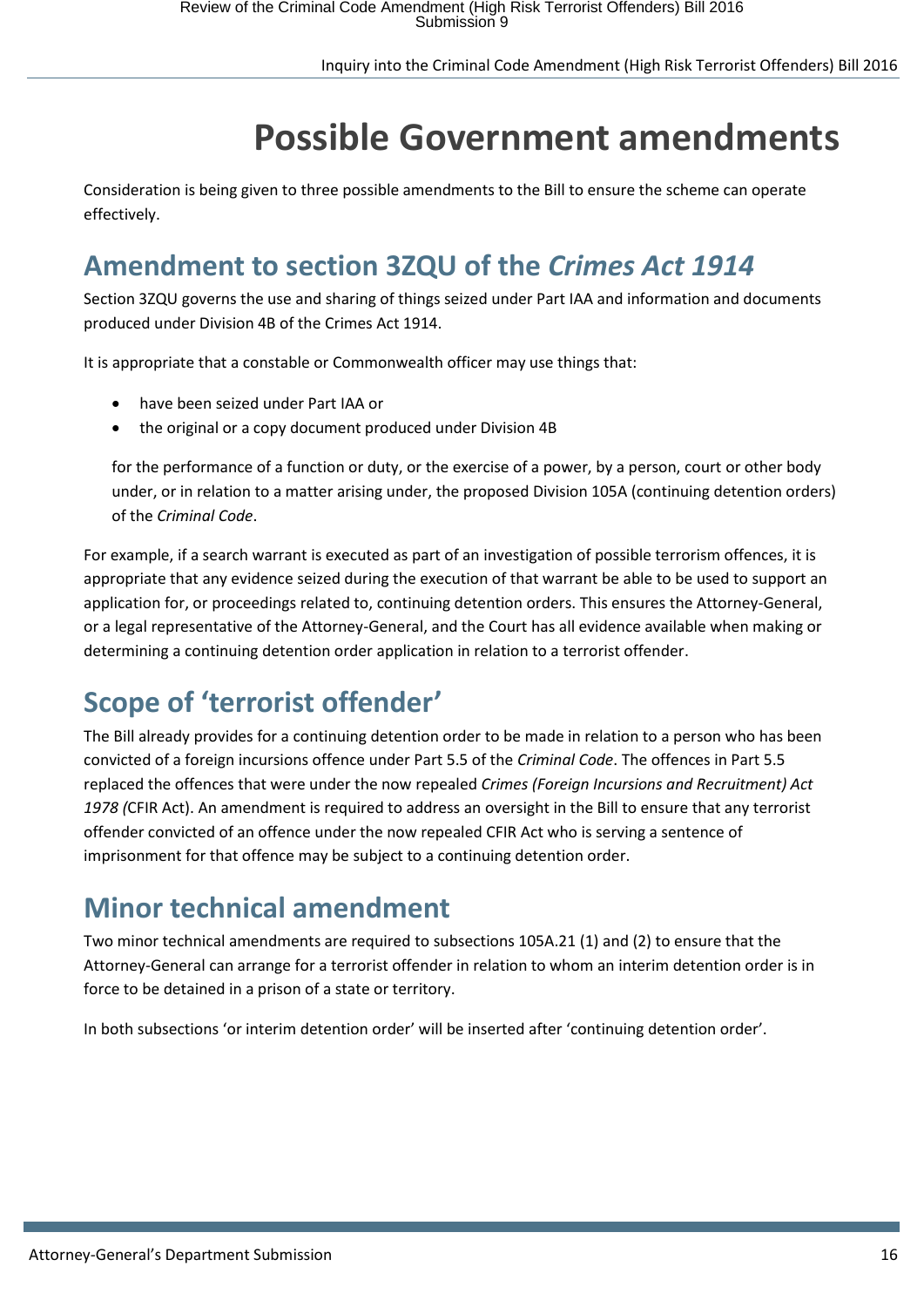# Possible Government amendments

Consideration is being given to three possible amendments to the Bill to ensure the scheme can operate effectively.

## Amendment to section 3ZQU of the *Crimes Act 1914*

Section 3ZQU governs the use and sharing of things seized under Part IAA and information and documents produced under Division 4B of the Crimes Act 1914.

It is appropriate that a constable or Commonwealth officer may use things that:

- have been seized under Part IAA or
- the original or a copy document produced under Division 4B

for the performance of a function or duty, or the exercise of a power, by a person, court or other body under, or in relation to a matter arising under, the proposed Division 105A (continuing detention orders) of the *Criminal Code*.

For example, if a search warrant is executed as part of an investigation of possible terrorism offences, it is appropriate that any evidence seized during the execution of that warrant be able to be used to support an application for, or proceedings related to, continuing detention orders. This ensures the Attorney-General, or a legal representative of the Attorney-General, and the Court has all evidence available when making or determining a continuing detention order application in relation to a terrorist offender.

## Scope of 'terrorist offender'

The Bill already provides for a continuing detention order to be made in relation to a person who has been convicted of a foreign incursions offence under Part 5.5 of the *Criminal Code*. The offences in Part 5.5 replaced the offences that were under the now repealed *Crimes (Foreign Incursions and Recruitment) Act 1978 (*CFIR Act). An amendment is required to address an oversight in the Bill to ensure that any terrorist offender convicted of an offence under the now repealed CFIR Act who is serving a sentence of imprisonment for that offence may be subject to a continuing detention order.

## Minor technical amendment

Two minor technical amendments are required to subsections 105A.21 (1) and (2) to ensure that the Attorney-General can arrange for a terrorist offender in relation to whom an interim detention order is in force to be detained in a prison of a state or territory.

In both subsections 'or interim detention order' will be inserted after 'continuing detention order'.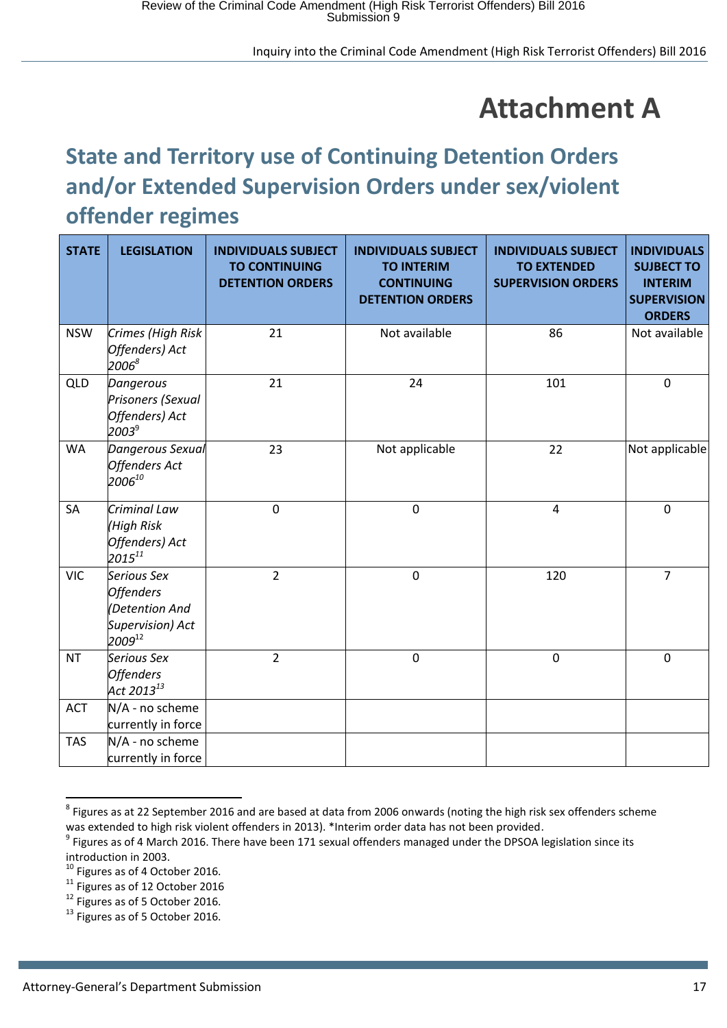# Attachment A

## State and Territory use of Continuing Detention Orders and/or Extended Supervision Orders under sex/violent offender regimes

| STATE | LEGISLATION | INDIVIDUALS SUBJECT TO CONTINUING DETENTION ORDERS | INDIVIDUALS SUBJECT TO INTERIM CONTINUING DETENTION ORDERS | INDIVIDUALS SUBJECT TO EXTENDED SUPERVISION ORDERS | INDIVIDUALS SUBJECT TO INTERIM SUPERVISION ORDERS |
|---|---|---|---|---|---|
| NSW | *Crimes (High Risk Offenders) Act 2006*[8] | 21 | Not available | 86 | Not available |
| QLD | *Dangerous Prisoners (Sexual Offenders) Act 2003*[9] | 21 | 24 | 101 | 0 |
| WA | *Dangerous Sexual Offenders Act 2006*[10] | 23 | Not applicable | 22 | Not applicable |
| SA | *Criminal Law (High Risk Offenders) Act 2015*[11] | 0 | 0 | 4 | 0 |
| VIC | *Serious Sex Offenders (Detention And Supervision) Act 2009*[12] | 2 | 0 | 120 | 7 |
| NT | *Serious Sex Offenders Act 2013*[13] | 2 | 0 | 0 | 0 |
| ACT | N/A - no scheme currently in force | | | | |
| TAS | N/A - no scheme currently in force | | | | |

[8] Figures as at 22 September 2016 and are based at data from 2006 onwards (noting the high risk sex offenders scheme was extended to high risk violent offenders in 2013). *Interim order data has not been provided.

[9] Figures as of 4 March 2016. There have been 171 sexual offenders managed under the DPSOA legislation since its introduction in 2003.

[10] Figures as of 4 October 2016.

[11] Figures as of 12 October 2016

[12] Figures as of 5 October 2016.

[13] Figures as of 5 October 2016.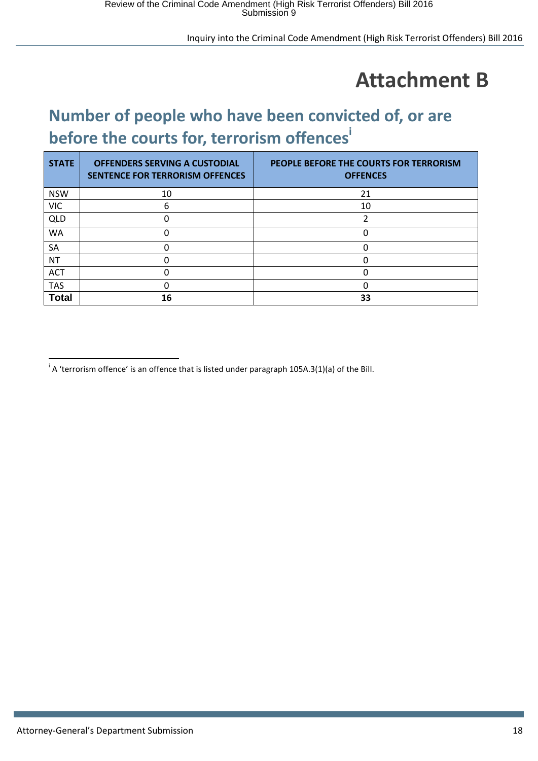# Attachment B

## Number of people who have been convicted of, or are before the courts for, terrorism offences[i]

| STATE | OFFENDERS SERVING A CUSTODIAL SENTENCE FOR TERRORISM OFFENCES | PEOPLE BEFORE THE COURTS FOR TERRORISM OFFENCES |
|---|---|---|
| NSW | 10 | 21 |
| VIC | 6 | 10 |
| QLD | 0 | 2 |
| WA | 0 | 0 |
| SA | 0 | 0 |
| NT | 0 | 0 |
| ACT | 0 | 0 |
| TAS | 0 | 0 |
| **Total** | **16** | **33** |

[i] A 'terrorism offence' is an offence that is listed under paragraph 105A.3(1)(a) of the Bill.